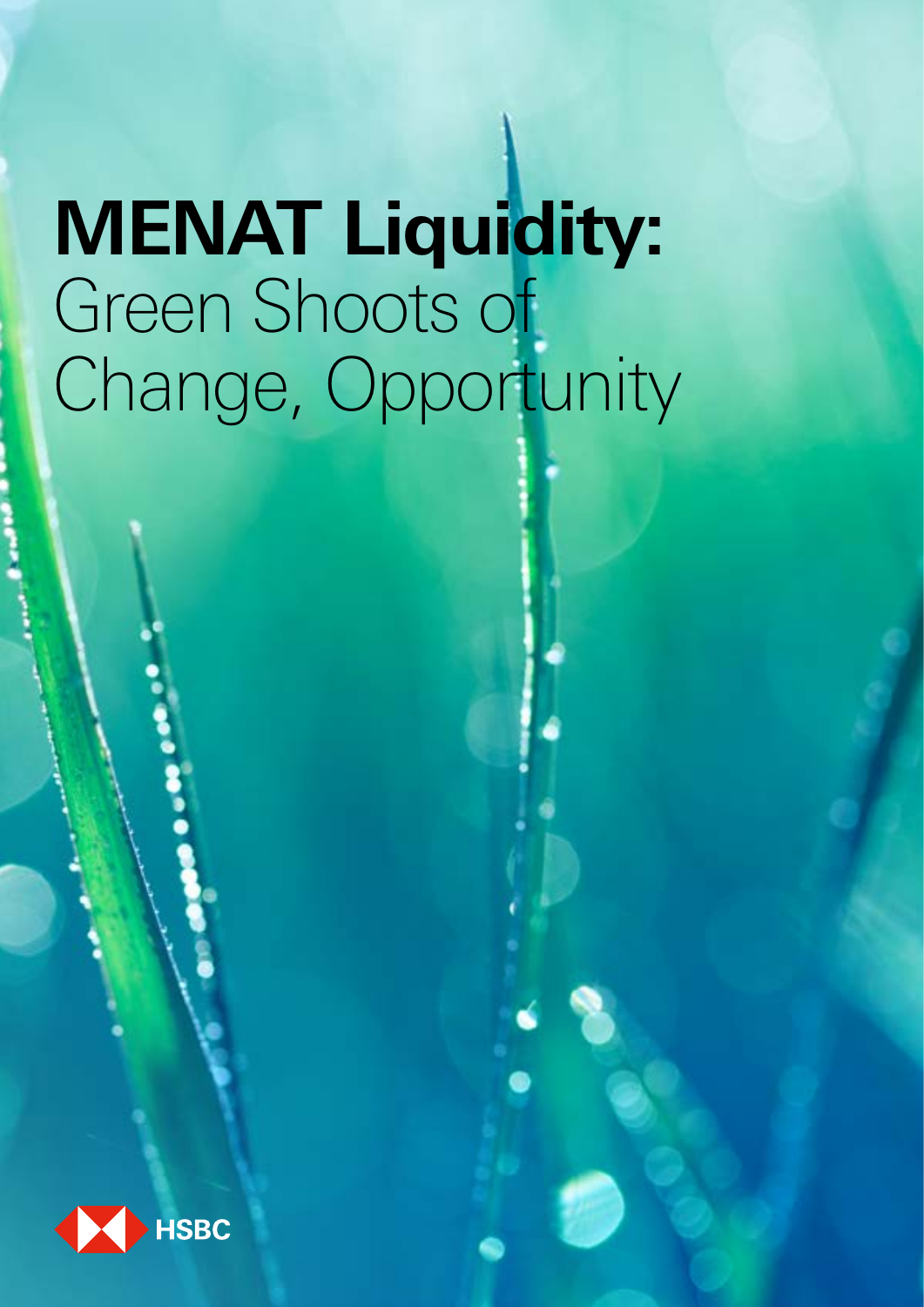# **MENAT Liquidity:** Green Shoots of Change, Opportunity

HSBC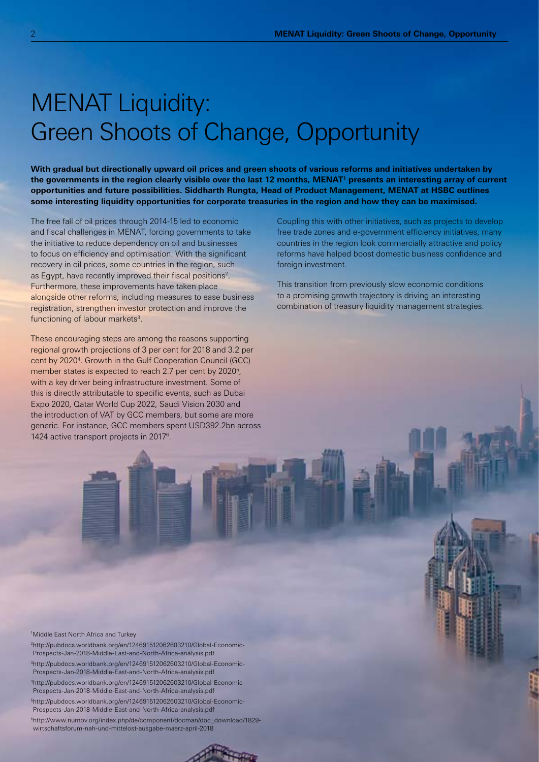# MENAT Liquidity: Green Shoots of Change, Opportunity

**With gradual but directionally upward oil prices and green shoots of various reforms and initiatives undertaken by the governments in the region clearly visible over the last 12 months, MENAT[1] presents an interesting array of current opportunities and future possibilities. Siddharth Rungta, Head of Product Management, MENAT at HSBC outlines some interesting liquidity opportunities for corporate treasuries in the region and how they can be maximised.**

The free fall of oil prices through 2014-15 led to economic and fiscal challenges in MENAT, forcing governments to take the initiative to reduce dependency on oil and businesses to focus on efficiency and optimisation. With the significant recovery in oil prices, some countries in the region, such as Egypt, have recently improved their fiscal positions[2]. Furthermore, these improvements have taken place alongside other reforms, including measures to ease business registration, strengthen investor protection and improve the functioning of labour markets[3].

These encouraging steps are among the reasons supporting regional growth projections of 3 per cent for 2018 and 3.2 per cent by 2020[4]. Growth in the Gulf Cooperation Council (GCC) member states is expected to reach 2.7 per cent by 2020[5], with a key driver being infrastructure investment. Some of this is directly attributable to specific events, such as Dubai Expo 2020, Qatar World Cup 2022, Saudi Vision 2030 and the introduction of VAT by GCC members, but some are more generic. For instance, GCC members spent USD392.2bn across 1424 active transport projects in 2017[6].

Coupling this with other initiatives, such as projects to develop free trade zones and e-government efficiency initiatives, many countries in the region look commercially attractive and policy reforms have helped boost domestic business confidence and foreign investment.

This transition from previously slow economic conditions to a promising growth trajectory is driving an interesting combination of treasury liquidity management strategies.

[1] Middle East North Africa and Turkey

[2] http://pubdocs.worldbank.org/en/124691512062603210/Global-Economic-Prospects-Jan-2018-Middle-East-and-North-Africa-analysis.pdf

[3] http://pubdocs.worldbank.org/en/124691512062603210/Global-Economic-Prospects-Jan-2018-Middle-East-and-North-Africa-analysis.pdf

[4] http://pubdocs.worldbank.org/en/124691512062603210/Global-Economic-Prospects-Jan-2018-Middle-East-and-North-Africa-analysis.pdf

[5] http://pubdocs.worldbank.org/en/124691512062603210/Global-Economic-Prospects-Jan-2018-Middle-East-and-North-Africa-analysis.pdf

[6] http://www.numov.org/index.php/de/component/docman/doc_download/1829-wirtschaftsforum-nah-und-mittelost-ausgabe-maerz-april-2018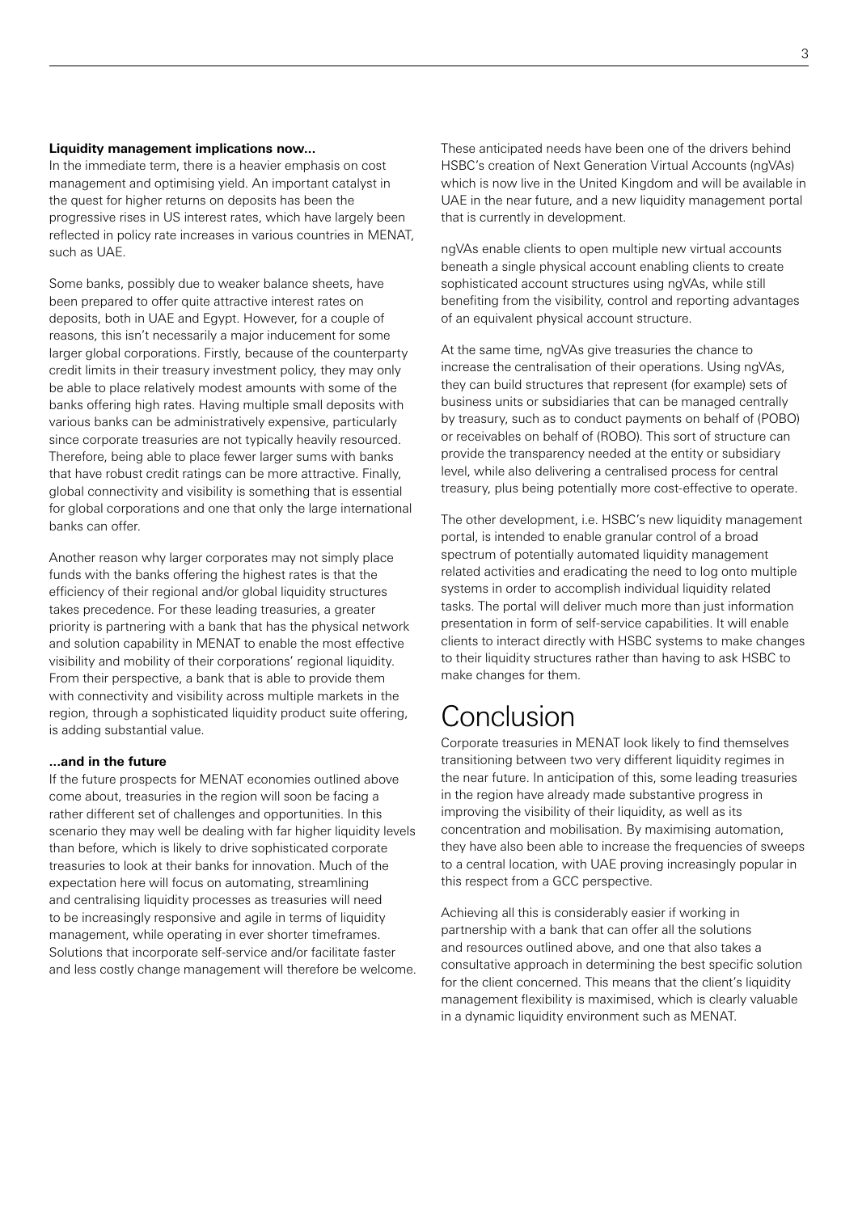**Liquidity management implications now...**

In the immediate term, there is a heavier emphasis on cost management and optimising yield. An important catalyst in the quest for higher returns on deposits has been the progressive rises in US interest rates, which have largely been reflected in policy rate increases in various countries in MENAT, such as UAE.

Some banks, possibly due to weaker balance sheets, have been prepared to offer quite attractive interest rates on deposits, both in UAE and Egypt. However, for a couple of reasons, this isn't necessarily a major inducement for some larger global corporations. Firstly, because of the counterparty credit limits in their treasury investment policy, they may only be able to place relatively modest amounts with some of the banks offering high rates. Having multiple small deposits with various banks can be administratively expensive, particularly since corporate treasuries are not typically heavily resourced. Therefore, being able to place fewer larger sums with banks that have robust credit ratings can be more attractive. Finally, global connectivity and visibility is something that is essential for global corporations and one that only the large international banks can offer.

Another reason why larger corporates may not simply place funds with the banks offering the highest rates is that the efficiency of their regional and/or global liquidity structures takes precedence. For these leading treasuries, a greater priority is partnering with a bank that has the physical network and solution capability in MENAT to enable the most effective visibility and mobility of their corporations' regional liquidity. From their perspective, a bank that is able to provide them with connectivity and visibility across multiple markets in the region, through a sophisticated liquidity product suite offering, is adding substantial value.

**...and in the future**

If the future prospects for MENAT economies outlined above come about, treasuries in the region will soon be facing a rather different set of challenges and opportunities. In this scenario they may well be dealing with far higher liquidity levels than before, which is likely to drive sophisticated corporate treasuries to look at their banks for innovation. Much of the expectation here will focus on automating, streamlining and centralising liquidity processes as treasuries will need to be increasingly responsive and agile in terms of liquidity management, while operating in ever shorter timeframes. Solutions that incorporate self-service and/or facilitate faster and less costly change management will therefore be welcome.

These anticipated needs have been one of the drivers behind HSBC's creation of Next Generation Virtual Accounts (ngVAs) which is now live in the United Kingdom and will be available in UAE in the near future, and a new liquidity management portal that is currently in development.

ngVAs enable clients to open multiple new virtual accounts beneath a single physical account enabling clients to create sophisticated account structures using ngVAs, while still benefiting from the visibility, control and reporting advantages of an equivalent physical account structure.

At the same time, ngVAs give treasuries the chance to increase the centralisation of their operations. Using ngVAs, they can build structures that represent (for example) sets of business units or subsidiaries that can be managed centrally by treasury, such as to conduct payments on behalf of (POBO) or receivables on behalf of (ROBO). This sort of structure can provide the transparency needed at the entity or subsidiary level, while also delivering a centralised process for central treasury, plus being potentially more cost-effective to operate.

The other development, i.e. HSBC's new liquidity management portal, is intended to enable granular control of a broad spectrum of potentially automated liquidity management related activities and eradicating the need to log onto multiple systems in order to accomplish individual liquidity related tasks. The portal will deliver much more than just information presentation in form of self-service capabilities. It will enable clients to interact directly with HSBC systems to make changes to their liquidity structures rather than having to ask HSBC to make changes for them.

# Conclusion

Corporate treasuries in MENAT look likely to find themselves transitioning between two very different liquidity regimes in the near future. In anticipation of this, some leading treasuries in the region have already made substantive progress in improving the visibility of their liquidity, as well as its concentration and mobilisation. By maximising automation, they have also been able to increase the frequencies of sweeps to a central location, with UAE proving increasingly popular in this respect from a GCC perspective.

Achieving all this is considerably easier if working in partnership with a bank that can offer all the solutions and resources outlined above, and one that also takes a consultative approach in determining the best specific solution for the client concerned. This means that the client's liquidity management flexibility is maximised, which is clearly valuable in a dynamic liquidity environment such as MENAT.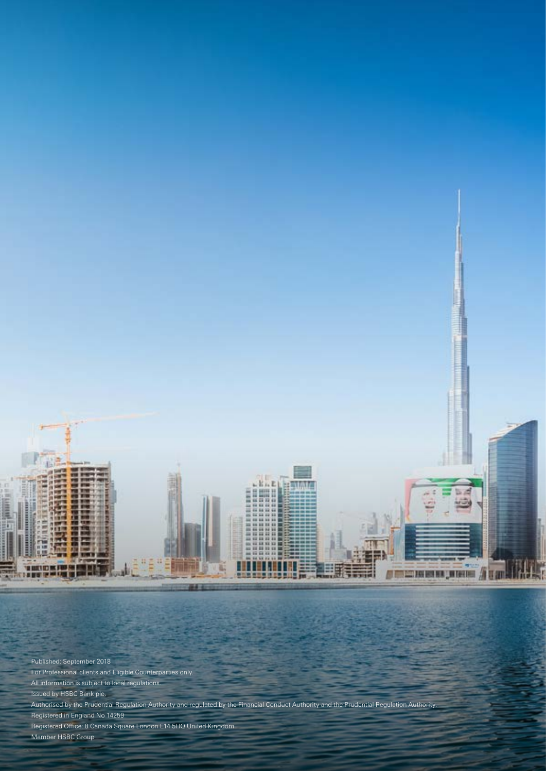Published: September 2018

For Professional clients and Eligible Counterparties only.

All information is subject to local regulations.

Issued by HSBC Bank plc.

Authorised by the Prudential Regulation Authority and regulated by the Financial Conduct Authority and the Prudential Regulation Authority.

Registered in England No 14259

Registered Office: 8 Canada Square London E14 5HQ United Kingdom

Member HSBC Group